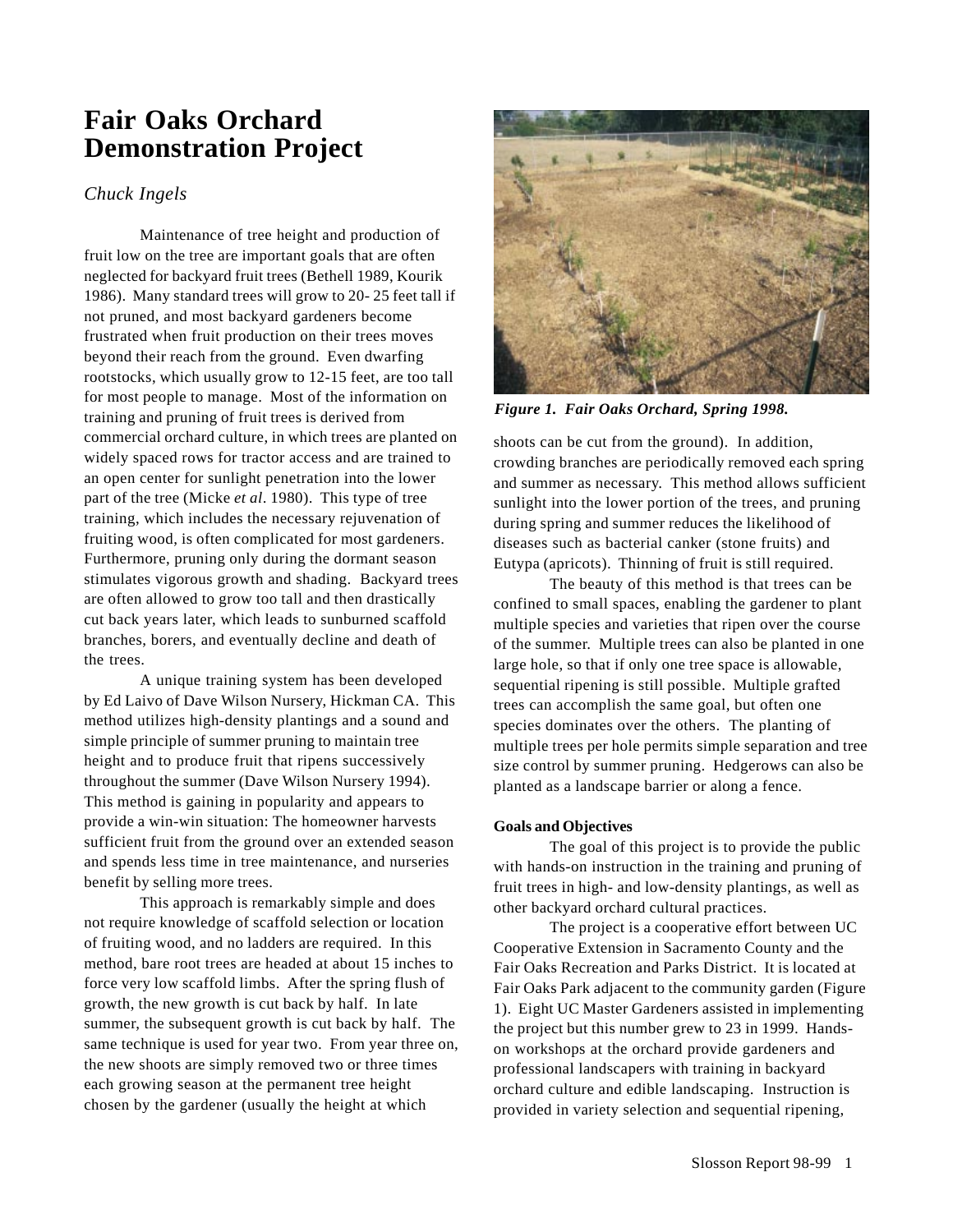# Fair Oaks Orchard Demonstration Project

*Chuck Ingels*

Maintenance of tree height and production of fruit low on the tree are important goals that are often neglected for backyard fruit trees (Bethell 1989, Kourik 1986). Many standard trees will grow to 20- 25 feet tall if not pruned, and most backyard gardeners become frustrated when fruit production on their trees moves beyond their reach from the ground. Even dwarfing rootstocks, which usually grow to 12-15 feet, are too tall for most people to manage. Most of the information on training and pruning of fruit trees is derived from commercial orchard culture, in which trees are planted on widely spaced rows for tractor access and are trained to an open center for sunlight penetration into the lower part of the tree (Micke *et al*. 1980). This type of tree training, which includes the necessary rejuvenation of fruiting wood, is often complicated for most gardeners. Furthermore, pruning only during the dormant season stimulates vigorous growth and shading. Backyard trees are often allowed to grow too tall and then drastically cut back years later, which leads to sunburned scaffold branches, borers, and eventually decline and death of the trees.

A unique training system has been developed by Ed Laivo of Dave Wilson Nursery, Hickman CA. This method utilizes high-density plantings and a sound and simple principle of summer pruning to maintain tree height and to produce fruit that ripens successively throughout the summer (Dave Wilson Nursery 1994). This method is gaining in popularity and appears to provide a win-win situation: The homeowner harvests sufficient fruit from the ground over an extended season and spends less time in tree maintenance, and nurseries benefit by selling more trees.

This approach is remarkably simple and does not require knowledge of scaffold selection or location of fruiting wood, and no ladders are required. In this method, bare root trees are headed at about 15 inches to force very low scaffold limbs. After the spring flush of growth, the new growth is cut back by half. In late summer, the subsequent growth is cut back by half. The same technique is used for year two. From year three on, the new shoots are simply removed two or three times each growing season at the permanent tree height chosen by the gardener (usually the height at which shoots can be cut from the ground). In addition, crowding branches are periodically removed each spring and summer as necessary. This method allows sufficient sunlight into the lower portion of the trees, and pruning during spring and summer reduces the likelihood of diseases such as bacterial canker (stone fruits) and Eutypa (apricots). Thinning of fruit is still required.

***Figure 1. Fair Oaks Orchard, Spring 1998.***

The beauty of this method is that trees can be confined to small spaces, enabling the gardener to plant multiple species and varieties that ripen over the course of the summer. Multiple trees can also be planted in one large hole, so that if only one tree space is allowable, sequential ripening is still possible. Multiple grafted trees can accomplish the same goal, but often one species dominates over the others. The planting of multiple trees per hole permits simple separation and tree size control by summer pruning. Hedgerows can also be planted as a landscape barrier or along a fence.

**Goals and Objectives**

The goal of this project is to provide the public with hands-on instruction in the training and pruning of fruit trees in high- and low-density plantings, as well as other backyard orchard cultural practices.

The project is a cooperative effort between UC Cooperative Extension in Sacramento County and the Fair Oaks Recreation and Parks District. It is located at Fair Oaks Park adjacent to the community garden (Figure 1). Eight UC Master Gardeners assisted in implementing the project but this number grew to 23 in 1999. Hands-on workshops at the orchard provide gardeners and professional landscapers with training in backyard orchard culture and edible landscaping. Instruction is provided in variety selection and sequential ripening,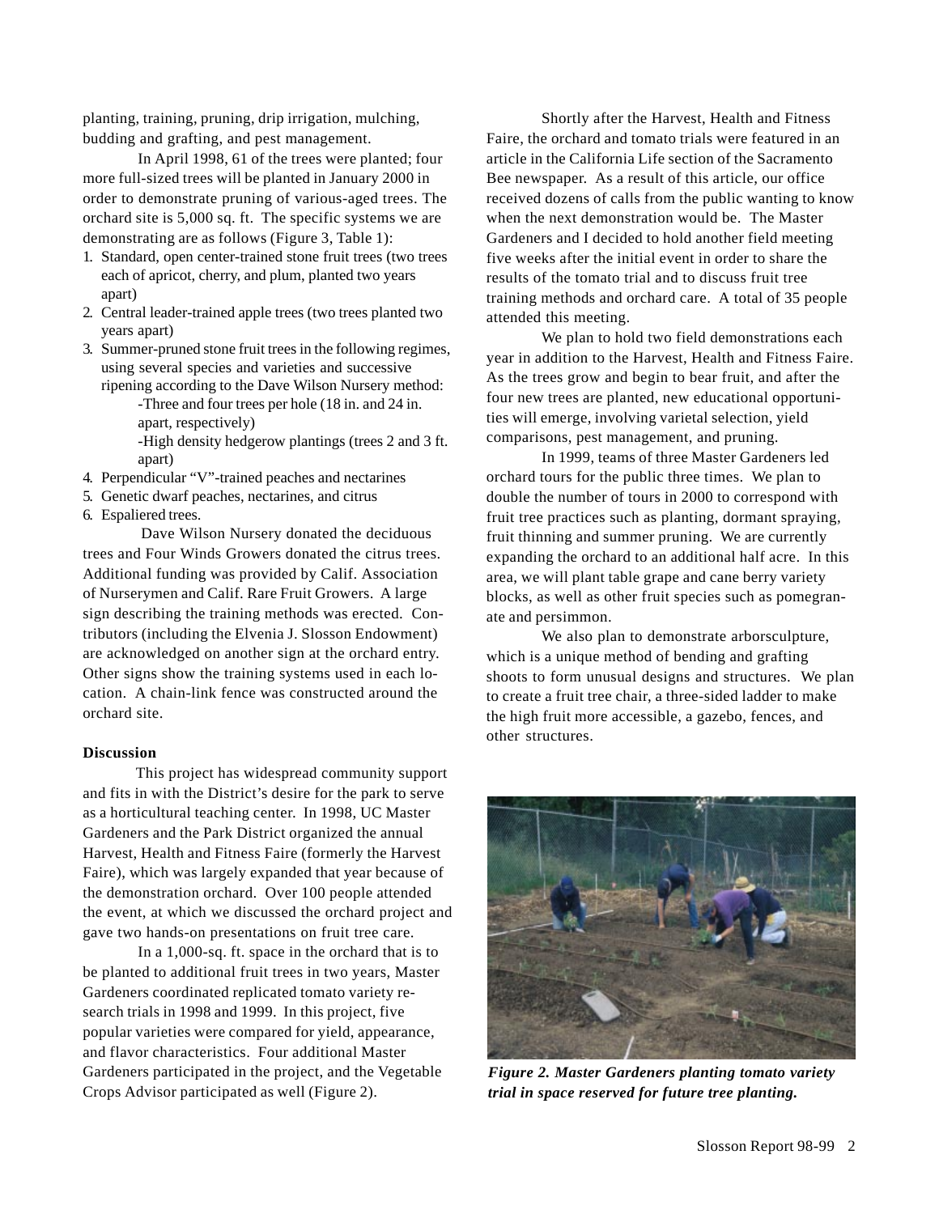planting, training, pruning, drip irrigation, mulching, budding and grafting, and pest management.

In April 1998, 61 of the trees were planted; four more full-sized trees will be planted in January 2000 in order to demonstrate pruning of various-aged trees. The orchard site is 5,000 sq. ft. The specific systems we are demonstrating are as follows (Figure 3, Table 1):

1. Standard, open center-trained stone fruit trees (two trees each of apricot, cherry, and plum, planted two years apart)
2. Central leader-trained apple trees (two trees planted two years apart)
3. Summer-pruned stone fruit trees in the following regimes, using several species and varieties and successive ripening according to the Dave Wilson Nursery method:
   - Three and four trees per hole (18 in. and 24 in. apart, respectively)
   - High density hedgerow plantings (trees 2 and 3 ft. apart)
4. Perpendicular "V"-trained peaches and nectarines
5. Genetic dwarf peaches, nectarines, and citrus
6. Espaliered trees.

Dave Wilson Nursery donated the deciduous trees and Four Winds Growers donated the citrus trees. Additional funding was provided by Calif. Association of Nurserymen and Calif. Rare Fruit Growers. A large sign describing the training methods was erected. Contributors (including the Elvenia J. Slosson Endowment) are acknowledged on another sign at the orchard entry. Other signs show the training systems used in each location. A chain-link fence was constructed around the orchard site.

**Discussion**

This project has widespread community support and fits in with the District's desire for the park to serve as a horticultural teaching center. In 1998, UC Master Gardeners and the Park District organized the annual Harvest, Health and Fitness Faire (formerly the Harvest Faire), which was largely expanded that year because of the demonstration orchard. Over 100 people attended the event, at which we discussed the orchard project and gave two hands-on presentations on fruit tree care.

In a 1,000-sq. ft. space in the orchard that is to be planted to additional fruit trees in two years, Master Gardeners coordinated replicated tomato variety research trials in 1998 and 1999. In this project, five popular varieties were compared for yield, appearance, and flavor characteristics. Four additional Master Gardeners participated in the project, and the Vegetable Crops Advisor participated as well (Figure 2).

Shortly after the Harvest, Health and Fitness Faire, the orchard and tomato trials were featured in an article in the California Life section of the Sacramento Bee newspaper. As a result of this article, our office received dozens of calls from the public wanting to know when the next demonstration would be. The Master Gardeners and I decided to hold another field meeting five weeks after the initial event in order to share the results of the tomato trial and to discuss fruit tree training methods and orchard care. A total of 35 people attended this meeting.

We plan to hold two field demonstrations each year in addition to the Harvest, Health and Fitness Faire. As the trees grow and begin to bear fruit, and after the four new trees are planted, new educational opportunities will emerge, involving varietal selection, yield comparisons, pest management, and pruning.

In 1999, teams of three Master Gardeners led orchard tours for the public three times. We plan to double the number of tours in 2000 to correspond with fruit tree practices such as planting, dormant spraying, fruit thinning and summer pruning. We are currently expanding the orchard to an additional half acre. In this area, we will plant table grape and cane berry variety blocks, as well as other fruit species such as pomegranate and persimmon.

We also plan to demonstrate arborsculpture, which is a unique method of bending and grafting shoots to form unusual designs and structures. We plan to create a fruit tree chair, a three-sided ladder to make the high fruit more accessible, a gazebo, fences, and other structures.

***Figure 2. Master Gardeners planting tomato variety trial in space reserved for future tree planting.***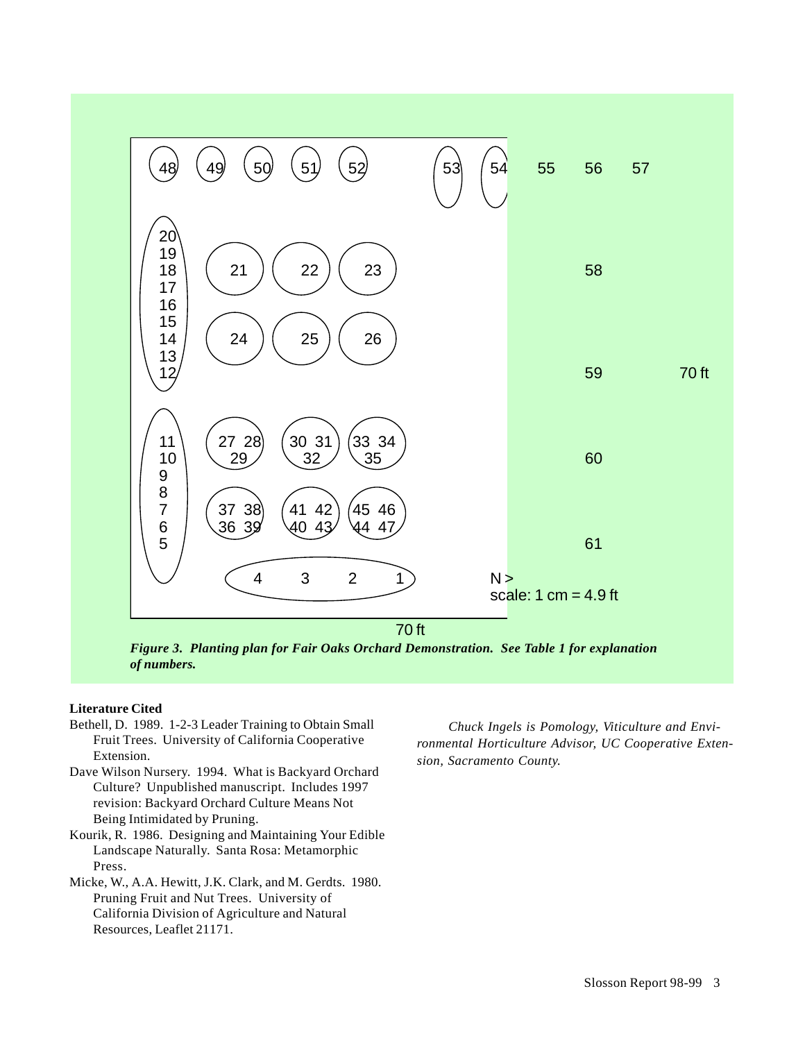*Figure 3. Planting plan for Fair Oaks Orchard Demonstration. See Table 1 for explanation of numbers.*

**Literature Cited**

Bethell, D. 1989. 1-2-3 Leader Training to Obtain Small Fruit Trees. University of California Cooperative Extension.

Dave Wilson Nursery. 1994. What is Backyard Orchard Culture? Unpublished manuscript. Includes 1997 revision: Backyard Orchard Culture Means Not Being Intimidated by Pruning.

Kourik, R. 1986. Designing and Maintaining Your Edible Landscape Naturally. Santa Rosa: Metamorphic Press.

Micke, W., A.A. Hewitt, J.K. Clark, and M. Gerdts. 1980. Pruning Fruit and Nut Trees. University of California Division of Agriculture and Natural Resources, Leaflet 21171.

*Chuck Ingels is Pomology, Viticulture and Environmental Horticulture Advisor, UC Cooperative Extension, Sacramento County.*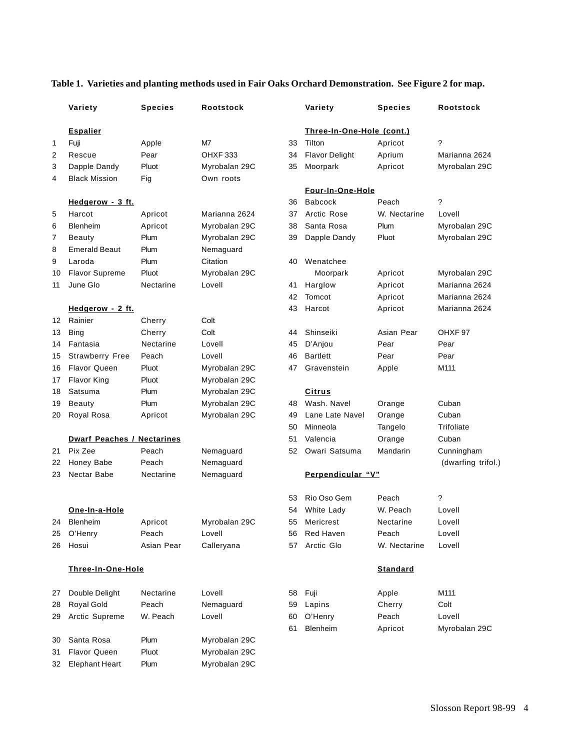**Table 1. Varieties and planting methods used in Fair Oaks Orchard Demonstration. See Figure 2 for map.**

| | Variety | Species | Rootstock |
|---|---|---|---|
| | **Espalier** | | |
| 1 | Fuji | Apple | M7 |
| 2 | Rescue | Pear | OHXF 333 |
| 3 | Dapple Dandy | Pluot | Myrobalan 29C |
| 4 | Black Mission | Fig | Own roots |
| | **Hedgerow - 3 ft.** | | |
| 5 | Harcot | Apricot | Marianna 2624 |
| 6 | Blenheim | Apricot | Myrobalan 29C |
| 7 | Beauty | Plum | Myrobalan 29C |
| 8 | Emerald Beaut | Plum | Nemaguard |
| 9 | Laroda | Plum | Citation |
| 10 | Flavor Supreme | Pluot | Myrobalan 29C |
| 11 | June Glo | Nectarine | Lovell |
| | **Hedgerow - 2 ft.** | | |
| 12 | Rainier | Cherry | Colt |
| 13 | Bing | Cherry | Colt |
| 14 | Fantasia | Nectarine | Lovell |
| 15 | Strawberry Free | Peach | Lovell |
| 16 | Flavor Queen | Pluot | Myrobalan 29C |
| 17 | Flavor King | Pluot | Myrobalan 29C |
| 18 | Satsuma | Plum | Myrobalan 29C |
| 19 | Beauty | Plum | Myrobalan 29C |
| 20 | Royal Rosa | Apricot | Myrobalan 29C |
| | **Dwarf Peaches / Nectarines** | | |
| 21 | Pix Zee | Peach | Nemaguard |
| 22 | Honey Babe | Peach | Nemaguard |
| 23 | Nectar Babe | Nectarine | Nemaguard |
| | **One-In-a-Hole** | | |
| 24 | Blenheim | Apricot | Myrobalan 29C |
| 25 | O'Henry | Peach | Lovell |
| 26 | Hosui | Asian Pear | Calleryana |
| | **Three-In-One-Hole** | | |
| 27 | Double Delight | Nectarine | Lovell |
| 28 | Royal Gold | Peach | Nemaguard |
| 29 | Arctic Supreme | W. Peach | Lovell |
| 30 | Santa Rosa | Plum | Myrobalan 29C |
| 31 | Flavor Queen | Pluot | Myrobalan 29C |
| 32 | Elephant Heart | Plum | Myrobalan 29C |
| | **Three-In-One-Hole (cont.)** | | |
| 33 | Tilton | Apricot | ? |
| 34 | Flavor Delight | Aprium | Marianna 2624 |
| 35 | Moorpark | Apricot | Myrobalan 29C |
| | **Four-In-One-Hole** | | |
| 36 | Babcock | Peach | ? |
| 37 | Arctic Rose | W. Nectarine | Lovell |
| 38 | Santa Rosa | Plum | Myrobalan 29C |
| 39 | Dapple Dandy | Pluot | Myrobalan 29C |
| 40 | Wenatchee Moorpark | Apricot | Myrobalan 29C |
| 41 | Harglow | Apricot | Marianna 2624 |
| 42 | Tomcot | Apricot | Marianna 2624 |
| 43 | Harcot | Apricot | Marianna 2624 |
| 44 | Shinseiki | Asian Pear | OHXF 97 |
| 45 | D'Anjou | Pear | Pear |
| 46 | Bartlett | Pear | Pear |
| 47 | Gravenstein | Apple | M111 |
| | **Citrus** | | |
| 48 | Wash. Navel | Orange | Cuban |
| 49 | Lane Late Navel | Orange | Cuban |
| 50 | Minneola | Tangelo | Trifoliate |
| 51 | Valencia | Orange | Cuban |
| 52 | Owari Satsuma | Mandarin | Cunningham (dwarfing trifol.) |
| | **Perpendicular "V"** | | |
| 53 | Rio Oso Gem | Peach | ? |
| 54 | White Lady | W. Peach | Lovell |
| 55 | Mericrest | Nectarine | Lovell |
| 56 | Red Haven | Peach | Lovell |
| 57 | Arctic Glo | W. Nectarine | Lovell |
| | **Standard** | | |
| 58 | Fuji | Apple | M111 |
| 59 | Lapins | Cherry | Colt |
| 60 | O'Henry | Peach | Lovell |
| 61 | Blenheim | Apricot | Myrobalan 29C |